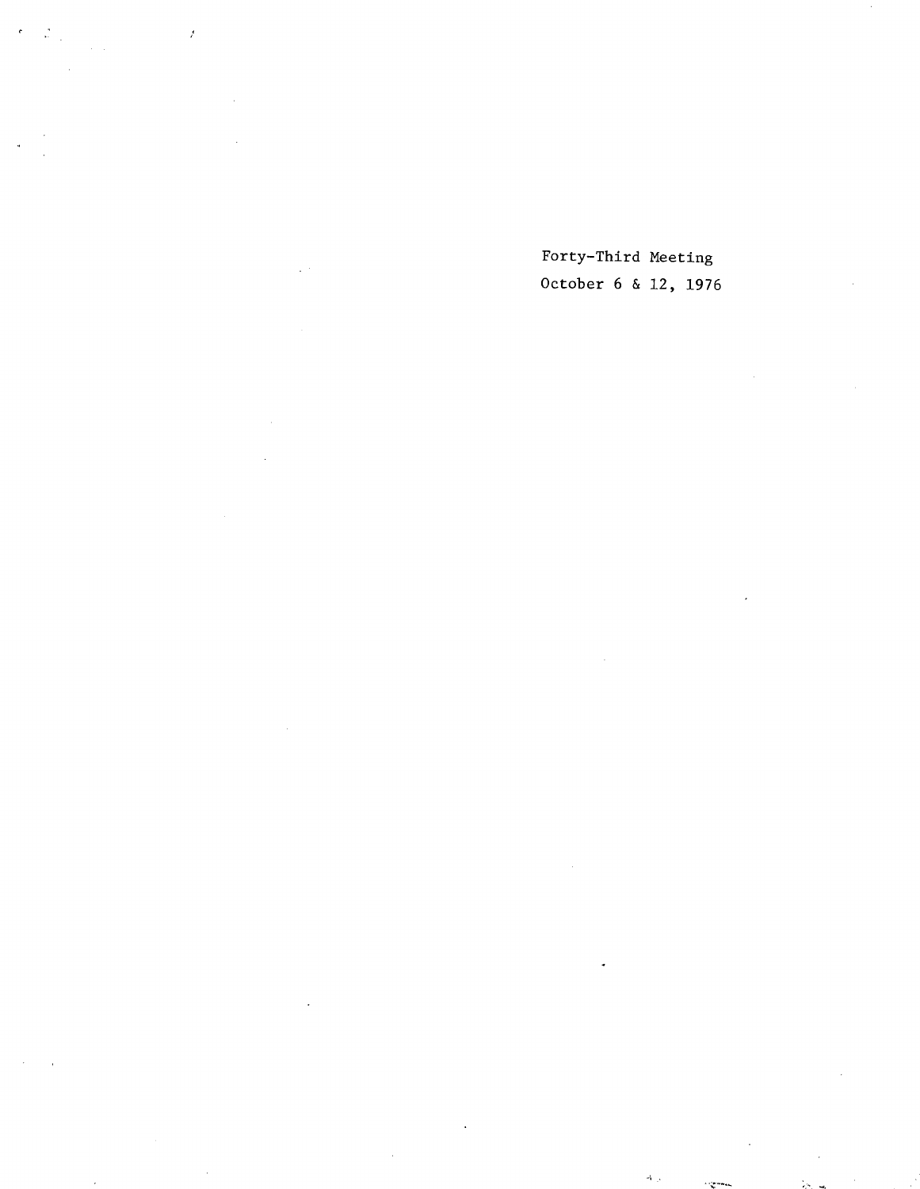Forty-Third Meeting

October 6 & 12, 1976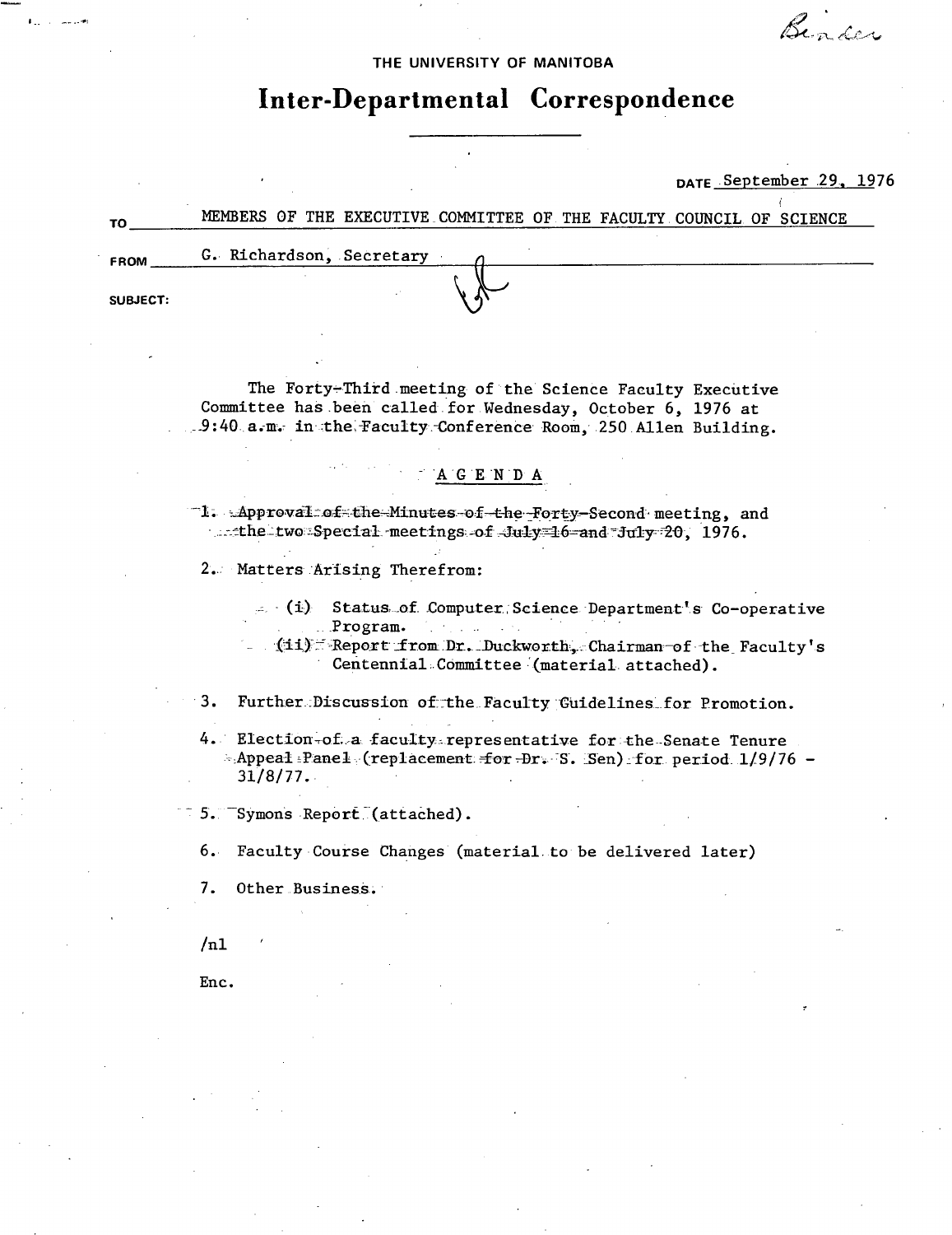Binder

THE UNIVERSITY OF MANITOBA

# Inter-Departmental Correspondence

DATE September 29, 1976

TO MEMBERS OF THE EXECUTIVE COMMITTEE OF THE FACULTY COUNCIL OF SCIENCE

FROM G. Richardson, Secretary

SUBJECT:

The Forty-Third meeting of the Science Faculty Executive Committee has been called for Wednesday, October 6, 1976 at 9:40 a.m. in the Faculty Conference Room, 250 Allen Building.

## A G E N D A

1. Approval of the Minutes of the Forty-Second meeting, and the two Special meetings of July 16 and July 20, 1976.

2. Matters Arising Therefrom:

   (i) Status of Computer Science Department's Co-operative Program.

   (ii) Report from Dr. Duckworth, Chairman of the Faculty's Centennial Committee (material attached).

3. Further Discussion of the Faculty Guidelines for Promotion.

4. Election of a faculty representative for the Senate Tenure Appeal Panel (replacement for Dr. S. Sen) for period 1/9/76 - 31/8/77.

5. Symons Report (attached).

6. Faculty Course Changes (material to be delivered later)

7. Other Business.

/nl

Enc.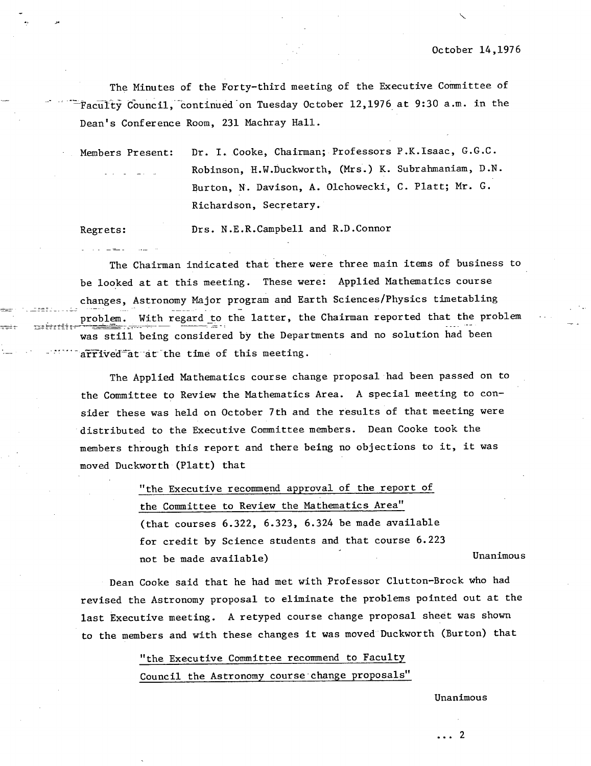October 14,1976

The Minutes of the Forty-third meeting of the Executive Committee of Faculty Council, continued on Tuesday October 12,1976 at 9:30 a.m. in the Dean's Conference Room, 231 Machray Hall.

Members Present: Dr. I. Cooke, Chairman; Professors P.K.Isaac, G.G.C. Robinson, H.W.Duckworth, (Mrs.) K. Subrahmaniam, D.N. Burton, N. Davison, A. Olchowecki, C. Platt; Mr. G. Richardson, Secretary.

Regrets: Drs. N.E.R.Campbell and R.D.Connor

The Chairman indicated that there were three main items of business to be looked at at this meeting. These were: Applied Mathematics course changes, Astronomy Major program and Earth Sciences/Physics timetabling problem. With regard to the latter, the Chairman reported that the problem was still being considered by the Departments and no solution had been arrived at at the time of this meeting.

The Applied Mathematics course change proposal had been passed on to the Committee to Review the Mathematics Area. A special meeting to consider these was held on October 7th and the results of that meeting were distributed to the Executive Committee members. Dean Cooke took the members through this report and there being no objections to it, it was moved Duckworth (Platt) that

> "the Executive recommend approval of the report of the Committee to Review the Mathematics Area"
> (that courses 6.322, 6.323, 6.324 be made available for credit by Science students and that course 6.223 not be made available)

Unanimous

Dean Cooke said that he had met with Professor Clutton-Brock who had revised the Astronomy proposal to eliminate the problems pointed out at the last Executive meeting. A retyped course change proposal sheet was shown to the members and with these changes it was moved Duckworth (Burton) that

> "the Executive Committee recommend to Faculty Council the Astronomy course change proposals"

Unanimous

... 2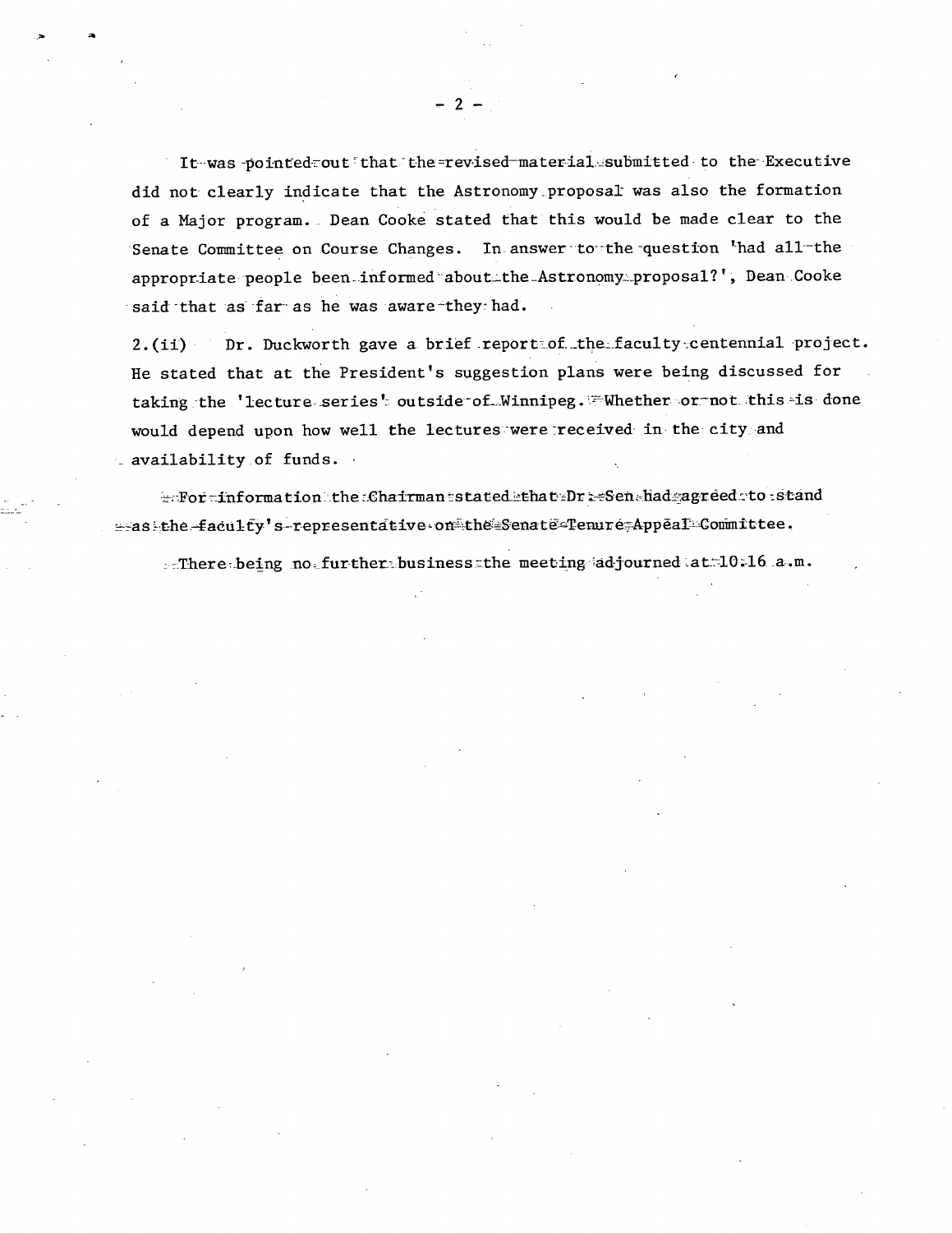It was pointed out that the revised material submitted to the Executive did not clearly indicate that the Astronomy proposal was also the formation of a Major program. Dean Cooke stated that this would be made clear to the Senate Committee on Course Changes. In answer to the question 'had all the appropriate people been informed about the Astronomy proposal?', Dean Cooke said that as far as he was aware they had.

2.(ii) Dr. Duckworth gave a brief report of the faculty centennial project. He stated that at the President's suggestion plans were being discussed for taking the 'lecture series' outside of Winnipeg. Whether or not this is done would depend upon how well the lectures were received in the city and availability of funds.

For information the Chairman stated that Dr. Sen had agreed to stand as the faculty's representative on the Senate Tenure Appeal Committee.

There being no further business the meeting adjourned at 10:16 a.m.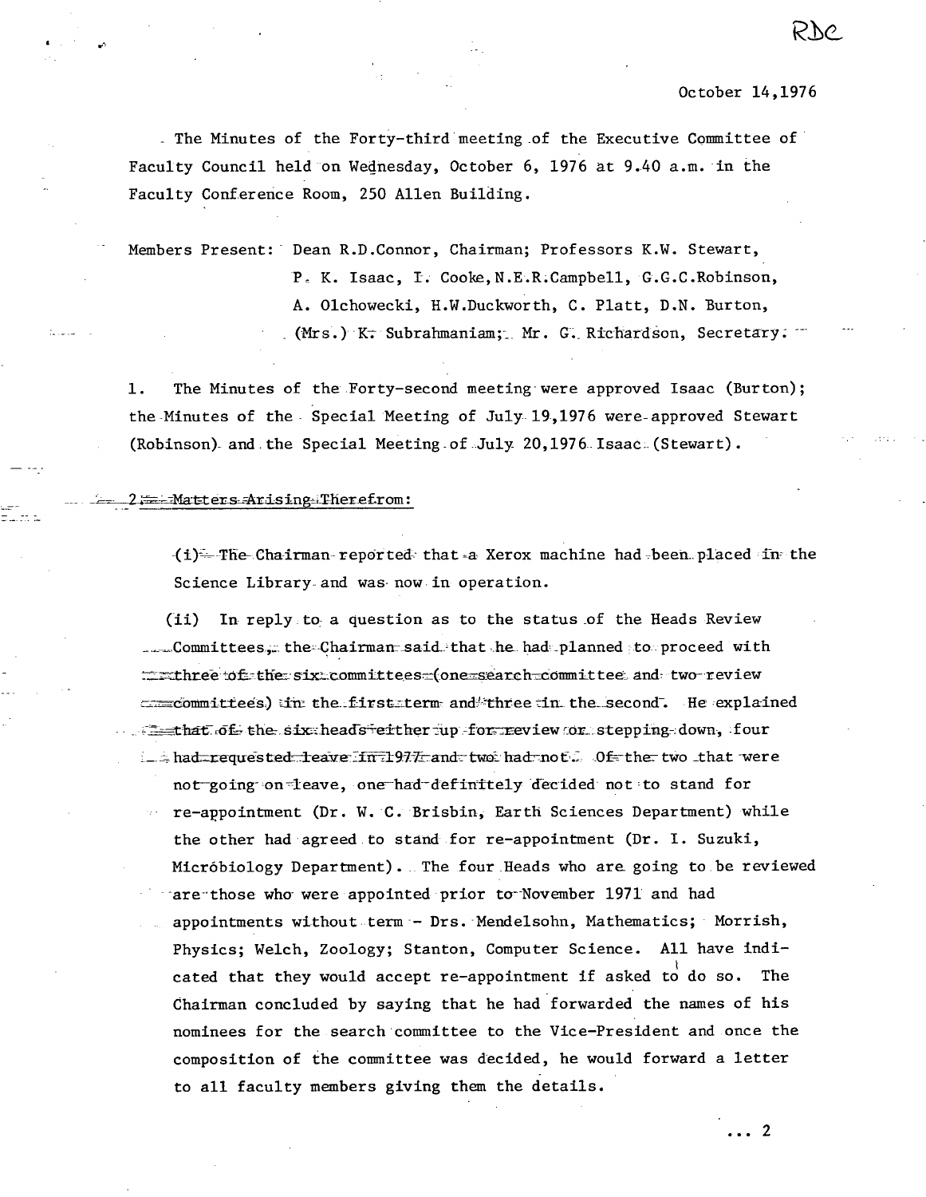RDC

October 14,1976

The Minutes of the Forty-third meeting of the Executive Committee of Faculty Council held on Wednesday, October 6, 1976 at 9.40 a.m. in the Faculty Conference Room, 250 Allen Building.

Members Present: Dean R.D.Connor, Chairman; Professors K.W. Stewart, P. K. Isaac, I. Cooke, N.E.R.Campbell, G.G.C.Robinson, A. Olchowecki, H.W.Duckworth, C. Platt, D.N. Burton, (Mrs.) K. Subrahmaniam; Mr. G. Richardson, Secretary.

1. The Minutes of the Forty-second meeting were approved Isaac (Burton); the Minutes of the Special Meeting of July 19,1976 were approved Stewart (Robinson) and the Special Meeting of July 20,1976 Isaac (Stewart).

2. Matters Arising Therefrom:

(i) The Chairman reported that a Xerox machine had been placed in the Science Library and was now in operation.

(ii) In reply to a question as to the status of the Heads Review Committees, the Chairman said that he had planned to proceed with three of the six committees (one search committee and two review committees) in the first term and three in the second. He explained that of the six heads either up for review or stepping down, four had requested leave in 1977 and two had not. Of the two that were not going on leave, one had definitely decided not to stand for re-appointment (Dr. W. C. Brisbin, Earth Sciences Department) while the other had agreed to stand for re-appointment (Dr. I. Suzuki, Microbiology Department). The four Heads who are going to be reviewed are those who were appointed prior to November 1971 and had appointments without term - Drs. Mendelsohn, Mathematics; Morrish, Physics; Welch, Zoology; Stanton, Computer Science. All have indicated that they would accept re-appointment if asked to do so. The Chairman concluded by saying that he had forwarded the names of his nominees for the search committee to the Vice-President and once the composition of the committee was decided, he would forward a letter to all faculty members giving them the details.

... 2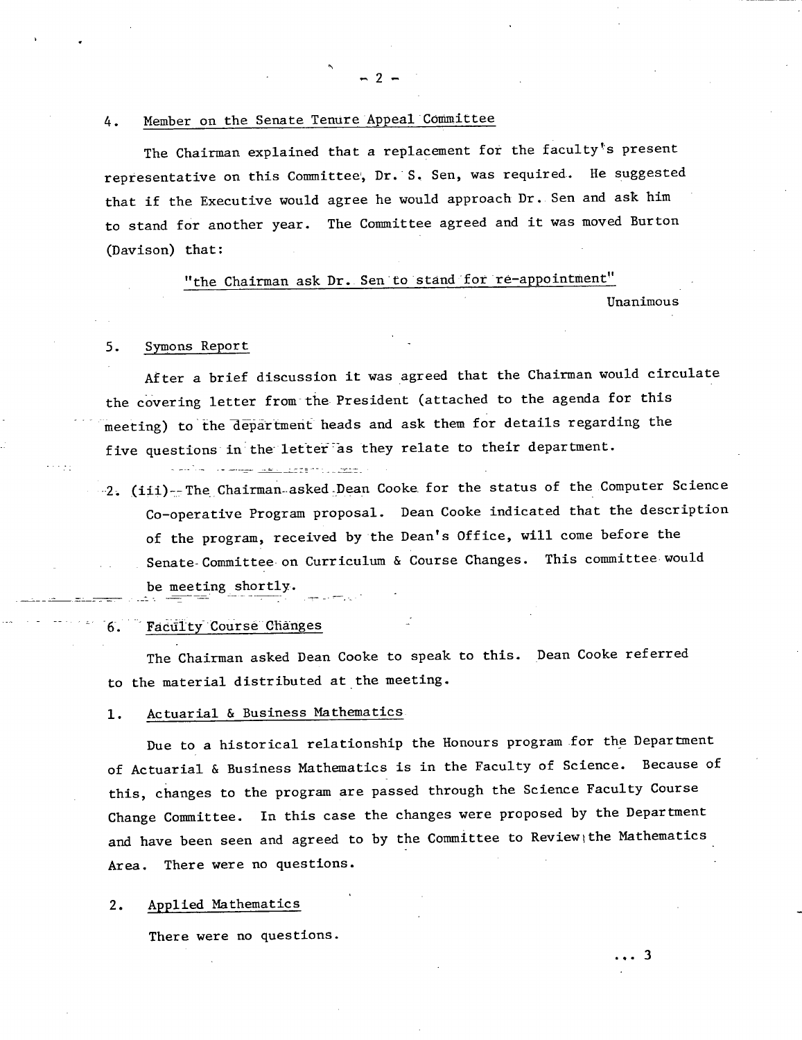4. Member on the Senate Tenure Appeal Committee

The Chairman explained that a replacement for the faculty's present representative on this Committee, Dr. S. Sen, was required. He suggested that if the Executive would agree he would approach Dr. Sen and ask him to stand for another year. The Committee agreed and it was moved Burton (Davison) that:

"the Chairman ask Dr. Sen to stand for re-appointment"

Unanimous

5. Symons Report

After a brief discussion it was agreed that the Chairman would circulate the covering letter from the President (attached to the agenda for this meeting) to the department heads and ask them for details regarding the five questions in the letter as they relate to their department.

2. (iii) The Chairman asked Dean Cooke for the status of the Computer Science Co-operative Program proposal. Dean Cooke indicated that the description of the program, received by the Dean's Office, will come before the Senate Committee on Curriculum & Course Changes. This committee would be meeting shortly.

6. Faculty Course Changes

The Chairman asked Dean Cooke to speak to this. Dean Cooke referred to the material distributed at the meeting.

1. Actuarial & Business Mathematics

Due to a historical relationship the Honours program for the Department of Actuarial & Business Mathematics is in the Faculty of Science. Because of this, changes to the program are passed through the Science Faculty Course Change Committee. In this case the changes were proposed by the Department and have been seen and agreed to by the Committee to Review the Mathematics Area. There were no questions.

2. Applied Mathematics

There were no questions.

... 3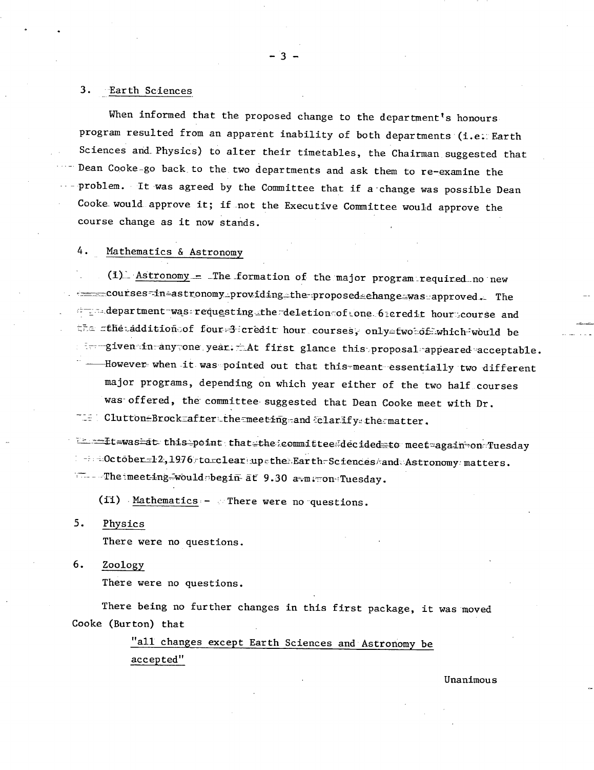3. Earth Sciences

When informed that the proposed change to the department's honours program resulted from an apparent inability of both departments (i.e. Earth Sciences and Physics) to alter their timetables, the Chairman suggested that Dean Cooke go back to the two departments and ask them to re-examine the problem. It was agreed by the Committee that if a change was possible Dean Cooke would approve it; if not the Executive Committee would approve the course change as it now stands.

4. Mathematics & Astronomy

(i) Astronomy - The formation of the major program required no new courses in astronomy providing the proposed change was approved. The department was requesting the deletion of one 6 credit hour course and the addition of four 3 credit hour courses, only two of which would be given in any one year. At first glance this proposal appeared acceptable. However when it was pointed out that this meant essentially two different major programs, depending on which year either of the two half courses was offered, the committee suggested that Dean Cooke meet with Dr. Clutton-Brock after the meeting and clarify the matter.

It was at this point that the committee decided to meet again on Tuesday October 12, 1976 to clear up the Earth Sciences and Astronomy matters. The meeting would begin at 9.30 a.m. on Tuesday.

(ii) Mathematics - There were no questions.

5. Physics

There were no questions.

6. Zoology

There were no questions.

There being no further changes in this first package, it was moved Cooke (Burton) that

"all changes except Earth Sciences and Astronomy be accepted"

Unanimous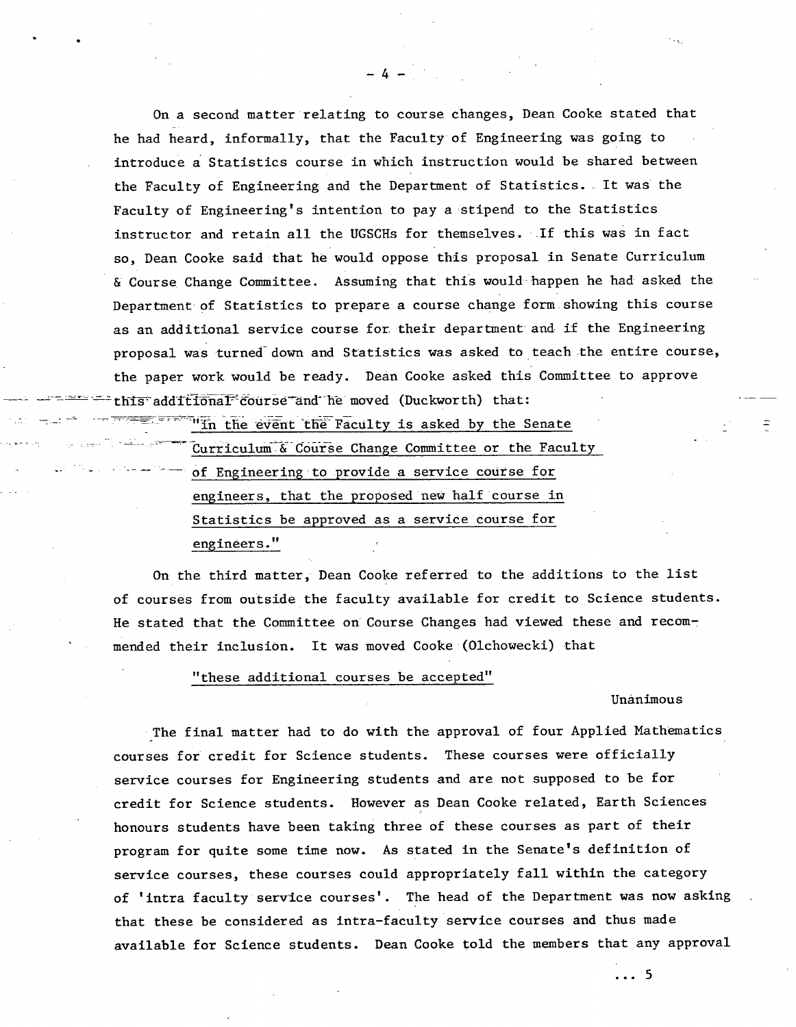On a second matter relating to course changes, Dean Cooke stated that he had heard, informally, that the Faculty of Engineering was going to introduce a Statistics course in which instruction would be shared between the Faculty of Engineering and the Department of Statistics. It was the Faculty of Engineering's intention to pay a stipend to the Statistics instructor and retain all the UGSCHs for themselves. If this was in fact so, Dean Cooke said that he would oppose this proposal in Senate Curriculum & Course Change Committee. Assuming that this would happen he had asked the Department of Statistics to prepare a course change form showing this course as an additional service course for their department and if the Engineering proposal was turned down and Statistics was asked to teach the entire course, the paper work would be ready. Dean Cooke asked this Committee to approve this additional course and he moved (Duckworth) that:

> "In the event the Faculty is asked by the Senate Curriculum & Course Change Committee or the Faculty of Engineering to provide a service course for engineers, that the proposed new half course in Statistics be approved as a service course for engineers."

On the third matter, Dean Cooke referred to the additions to the list of courses from outside the faculty available for credit to Science students. He stated that the Committee on Course Changes had viewed these and recommended their inclusion. It was moved Cooke (Olchowecki) that

> "these additional courses be accepted"

Unanimous

The final matter had to do with the approval of four Applied Mathematics courses for credit for Science students. These courses were officially service courses for Engineering students and are not supposed to be for credit for Science students. However as Dean Cooke related, Earth Sciences honours students have been taking three of these courses as part of their program for quite some time now. As stated in the Senate's definition of service courses, these courses could appropriately fall within the category of 'intra faculty service courses'. The head of the Department was now asking that these be considered as intra-faculty service courses and thus made available for Science students. Dean Cooke told the members that any approval

... 5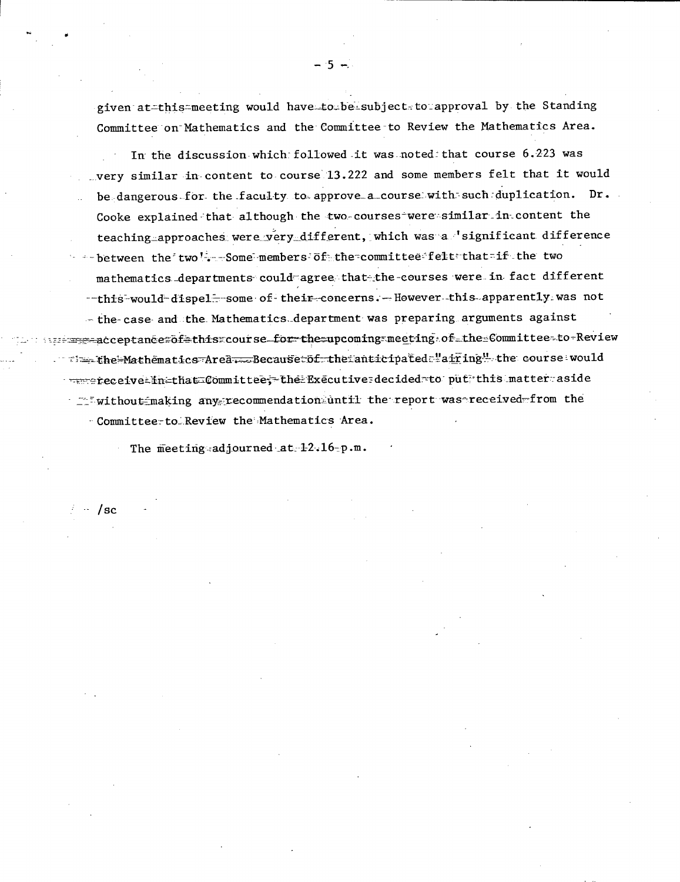given at this meeting would have to be subject to approval by the Standing Committee on Mathematics and the Committee to Review the Mathematics Area.

In the discussion which followed it was noted that course 6.223 was very similar in content to course 13.222 and some members felt that it would be dangerous for the faculty to approve a course with such duplication. Dr. Cooke explained that although the two courses were similar in content the teaching approaches were very different, which was a 'significant difference between the two'. Some members of the committee felt that if the two mathematics departments could agree that the courses were in fact different this would dispel some of their concerns. However this apparently was not the case and the Mathematics department was preparing arguments against acceptance of this course for the upcoming meeting of the Committee to Review the Mathematics Area. Because of the anticipated "airing" the course would receive in that Committee, the Executive decided to put this matter aside without making any recommendation until the report was received from the Committee to Review the Mathematics Area.

The meeting adjourned at 12.16 p.m.

/sc